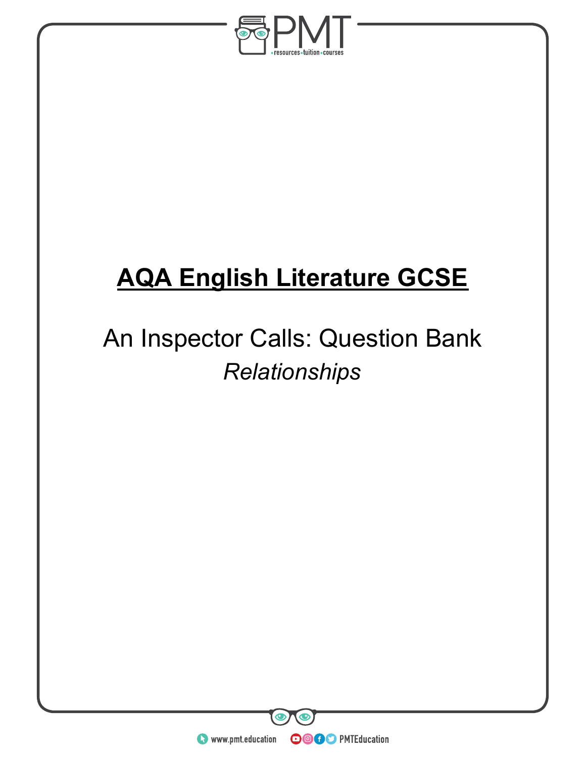# AQA English Literature GCSE

## An Inspector Calls: Question Bank

*Relationships*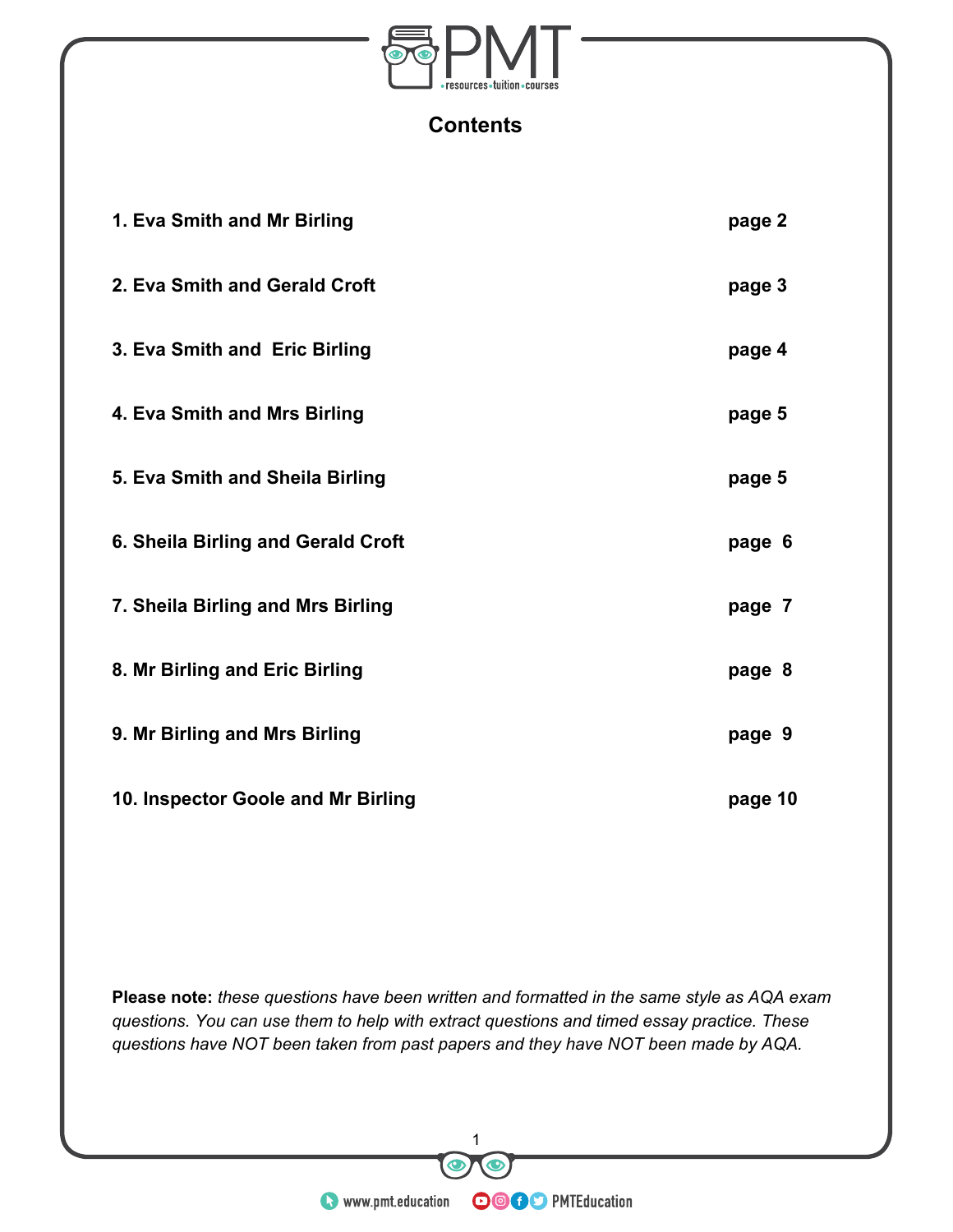## Contents

| | |
|---|---|
| **1. Eva Smith and Mr Birling** | **page 2** |
| **2. Eva Smith and Gerald Croft** | **page 3** |
| **3. Eva Smith and Eric Birling** | **page 4** |
| **4. Eva Smith and Mrs Birling** | **page 5** |
| **5. Eva Smith and Sheila Birling** | **page 5** |
| **6. Sheila Birling and Gerald Croft** | **page 6** |
| **7. Sheila Birling and Mrs Birling** | **page 7** |
| **8. Mr Birling and Eric Birling** | **page 8** |
| **9. Mr Birling and Mrs Birling** | **page 9** |
| **10. Inspector Goole and Mr Birling** | **page 10** |

**Please note:** *these questions have been written and formatted in the same style as AQA exam questions. You can use them to help with extract questions and timed essay practice. These questions have NOT been taken from past papers and they have NOT been made by AQA.*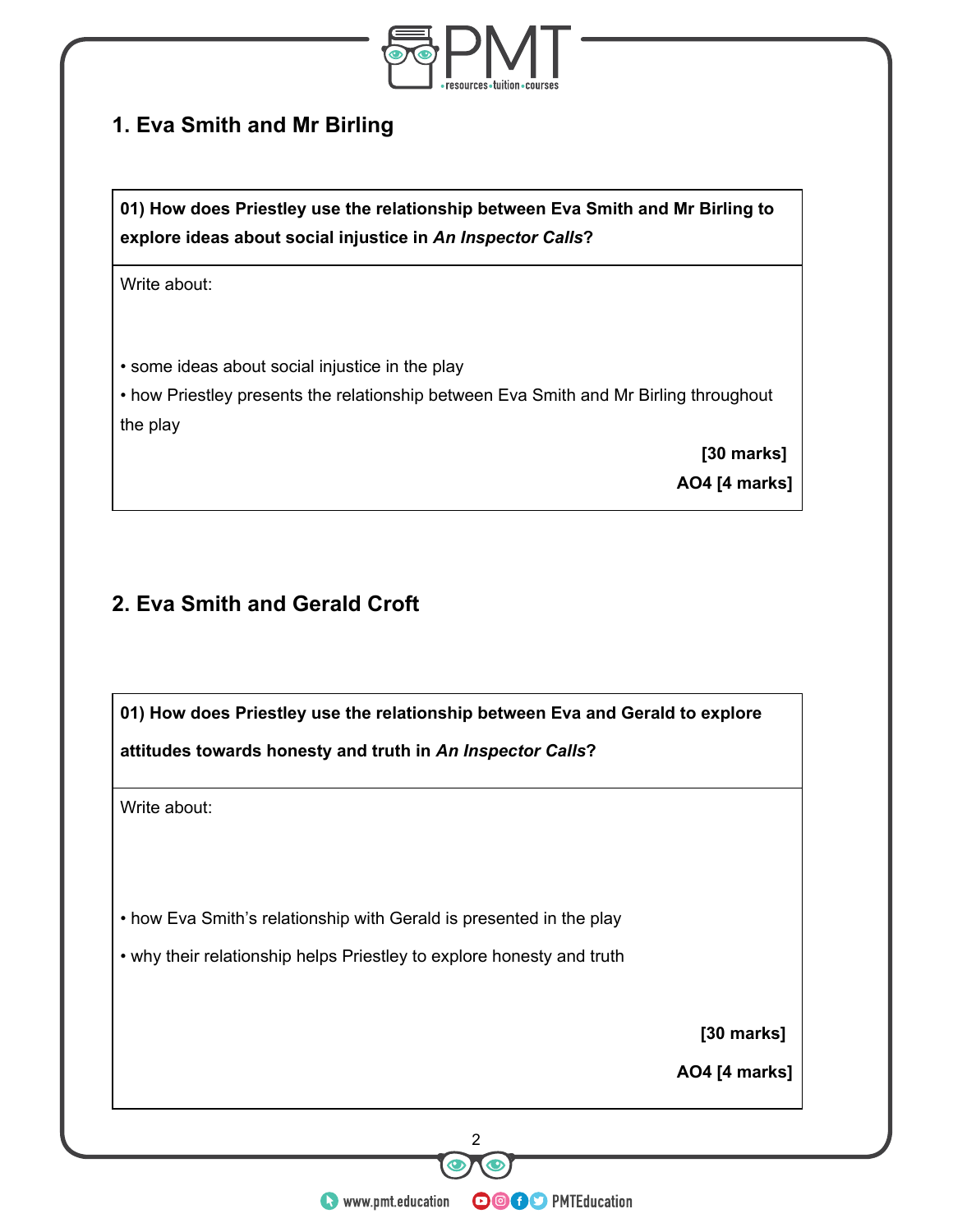## 1. Eva Smith and Mr Birling

| **01) How does Priestley use the relationship between Eva Smith and Mr Birling to explore ideas about social injustice in *An Inspector Calls*?** |
|---|
| Write about:<br><br>• some ideas about social injustice in the play<br>• how Priestley presents the relationship between Eva Smith and Mr Birling throughout the play<br><br>**[30 marks]**<br>**AO4 [4 marks]** |

## 2. Eva Smith and Gerald Croft

| **01) How does Priestley use the relationship between Eva and Gerald to explore attitudes towards honesty and truth in *An Inspector Calls*?** |
|---|
| Write about:<br><br>• how Eva Smith's relationship with Gerald is presented in the play<br>• why their relationship helps Priestley to explore honesty and truth<br><br>**[30 marks]**<br>**AO4 [4 marks]** |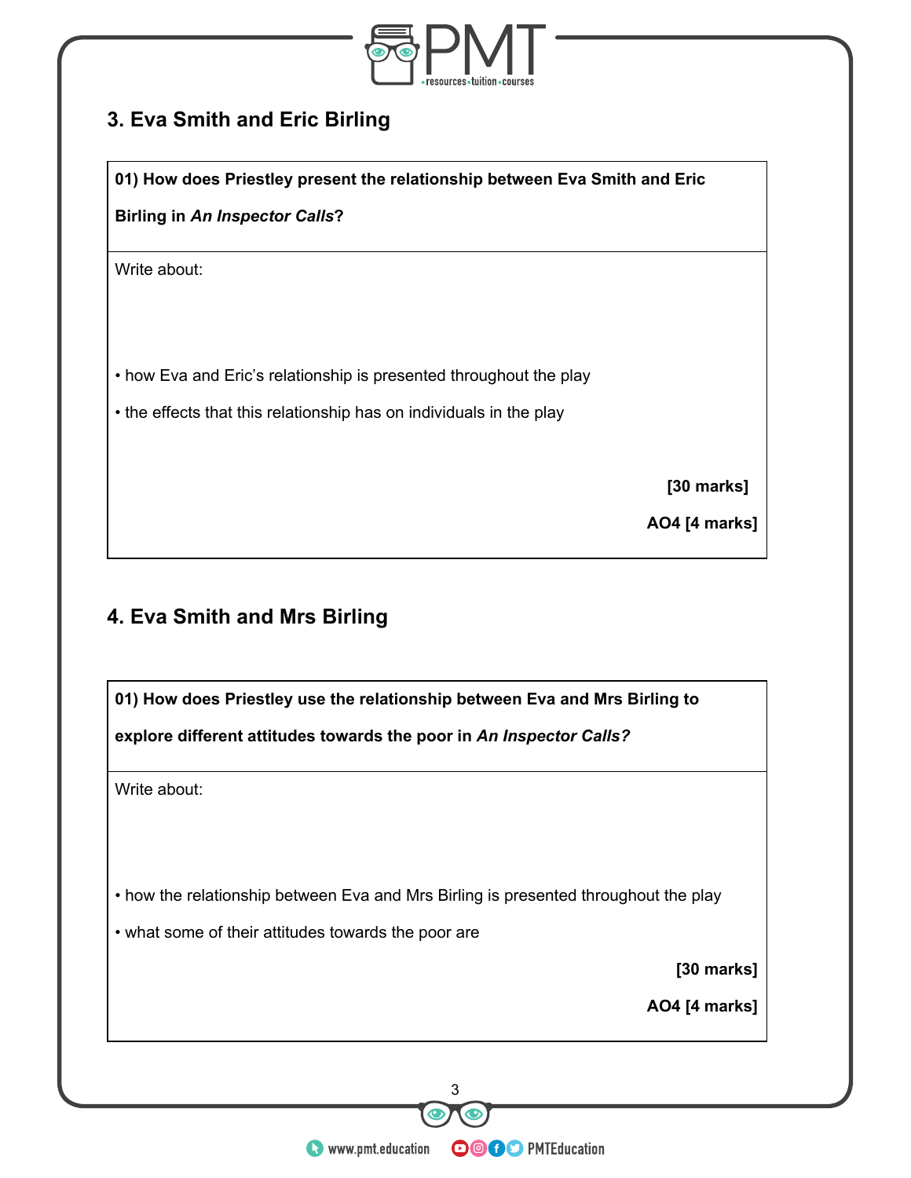## 3. Eva Smith and Eric Birling

**01) How does Priestley present the relationship between Eva Smith and Eric Birling in *An Inspector Calls*?**

Write about:

- how Eva and Eric's relationship is presented throughout the play
- the effects that this relationship has on individuals in the play

**[30 marks]**

**AO4 [4 marks]**

## 4. Eva Smith and Mrs Birling

**01) How does Priestley use the relationship between Eva and Mrs Birling to explore different attitudes towards the poor in *An Inspector Calls?***

Write about:

- how the relationship between Eva and Mrs Birling is presented throughout the play
- what some of their attitudes towards the poor are

**[30 marks]**

**AO4 [4 marks]**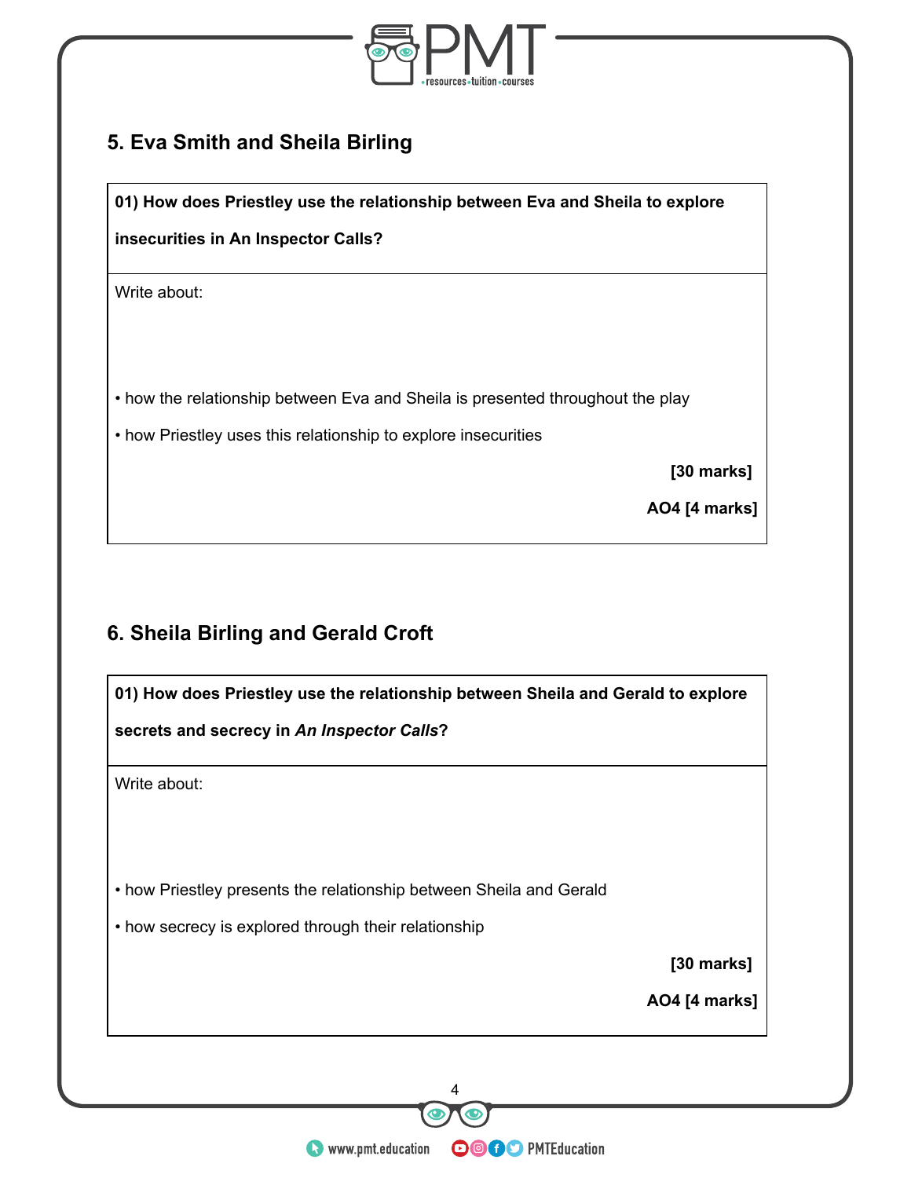## 5. Eva Smith and Sheila Birling

**01) How does Priestley use the relationship between Eva and Sheila to explore insecurities in An Inspector Calls?**

Write about:

- how the relationship between Eva and Sheila is presented throughout the play
- how Priestley uses this relationship to explore insecurities

**[30 marks]**

**AO4 [4 marks]**

## 6. Sheila Birling and Gerald Croft

**01) How does Priestley use the relationship between Sheila and Gerald to explore secrets and secrecy in *An Inspector Calls*?**

Write about:

- how Priestley presents the relationship between Sheila and Gerald
- how secrecy is explored through their relationship

**[30 marks]**

**AO4 [4 marks]**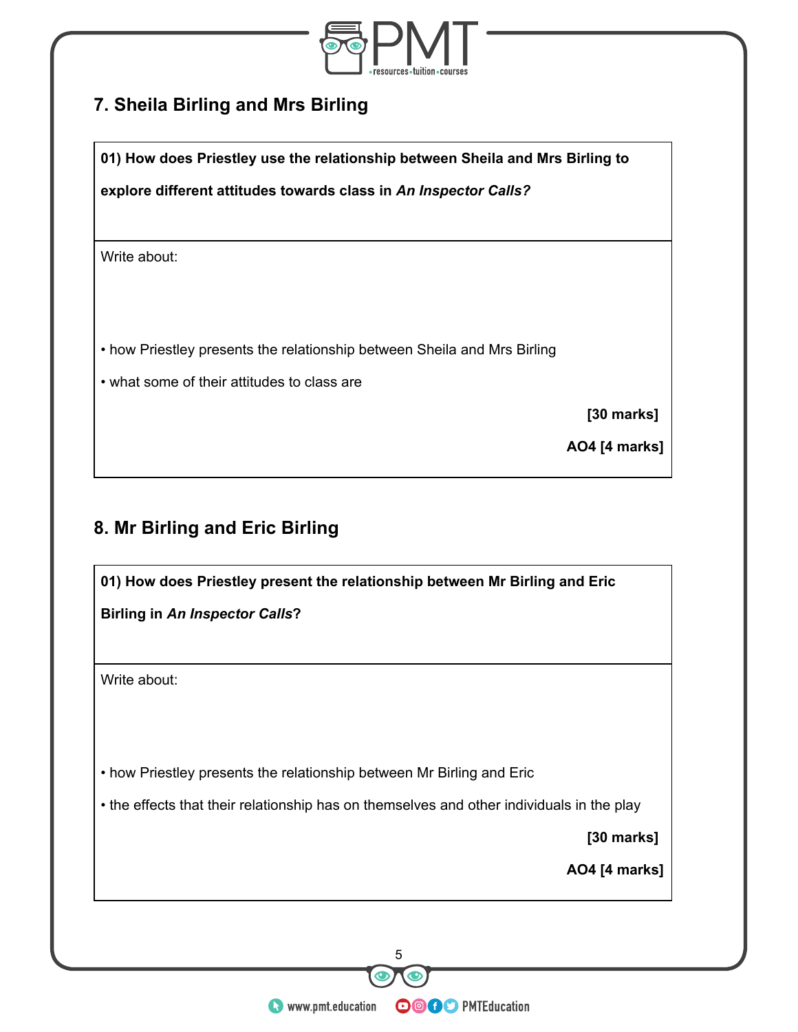## 7. Sheila Birling and Mrs Birling

**01) How does Priestley use the relationship between Sheila and Mrs Birling to explore different attitudes towards class in *An Inspector Calls?***

Write about:

- how Priestley presents the relationship between Sheila and Mrs Birling
- what some of their attitudes to class are

**[30 marks]**

**AO4 [4 marks]**

## 8. Mr Birling and Eric Birling

**01) How does Priestley present the relationship between Mr Birling and Eric Birling in *An Inspector Calls*?**

Write about:

- how Priestley presents the relationship between Mr Birling and Eric
- the effects that their relationship has on themselves and other individuals in the play

**[30 marks]**

**AO4 [4 marks]**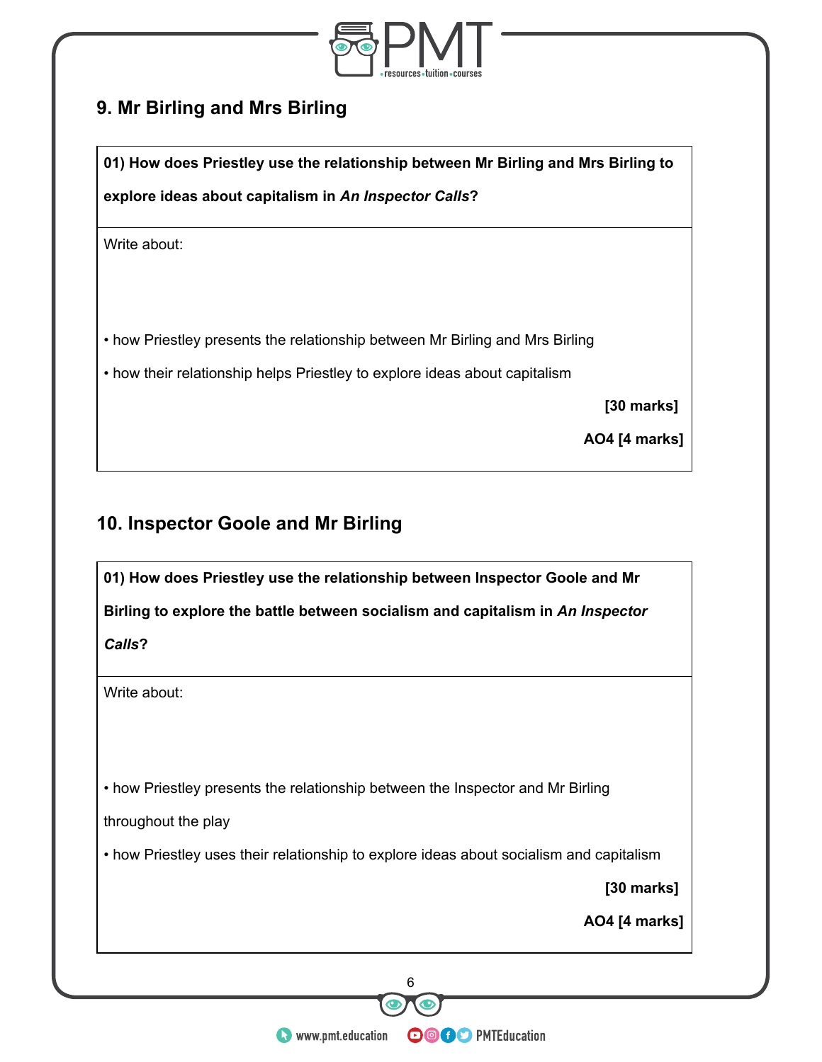## 9. Mr Birling and Mrs Birling

**01) How does Priestley use the relationship between Mr Birling and Mrs Birling to explore ideas about capitalism in *An Inspector Calls*?**

Write about:

- how Priestley presents the relationship between Mr Birling and Mrs Birling
- how their relationship helps Priestley to explore ideas about capitalism

**[30 marks]**

**AO4 [4 marks]**

## 10. Inspector Goole and Mr Birling

**01) How does Priestley use the relationship between Inspector Goole and Mr Birling to explore the battle between socialism and capitalism in *An Inspector Calls*?**

Write about:

- how Priestley presents the relationship between the Inspector and Mr Birling throughout the play
- how Priestley uses their relationship to explore ideas about socialism and capitalism

**[30 marks]**

**AO4 [4 marks]**